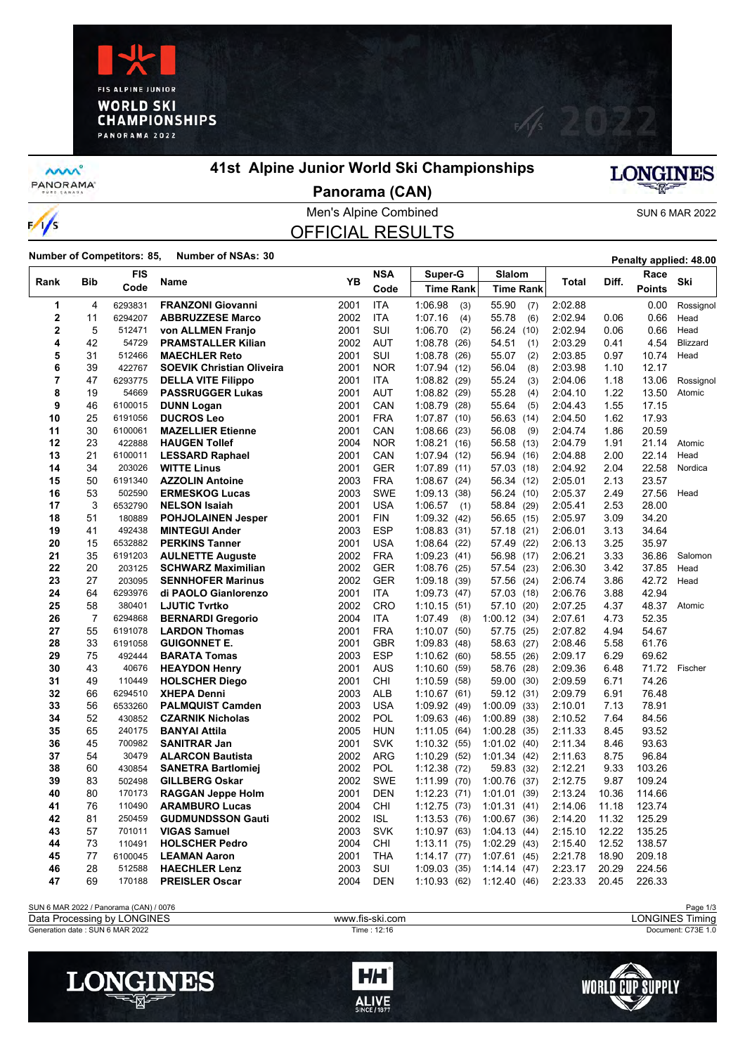# 41st Alpine Junior World Ski Championships

## Panorama (CAN)

Men's Alpine Combined

SUN 6 MAR 2022

## OFFICIAL RESULTS

**Number of Competitors: 85, Number of NSAs: 30**

Penalty applied: 48.00

| Rank | Bib | FIS Code | Name | YB | NSA Code | Super-G Time | Rank | Slalom Time | Rank | Total | Diff. | Race Points | Ski |
|---|---|---|---|---|---|---|---|---|---|---|---|---|---|
| 1 | 4 | 6293831 | **FRANZONI Giovanni** | 2001 | ITA | 1:06.98 | (3) | 55.90 | (7) | 2:02.88 | | 0.00 | Rossignol |
| 2 | 11 | 6294207 | **ABBRUZZESE Marco** | 2002 | ITA | 1:07.16 | (4) | 55.78 | (6) | 2:02.94 | 0.06 | 0.66 | Head |
| 2 | 5 | 512471 | **von ALLMEN Franjo** | 2001 | SUI | 1:06.70 | (2) | 56.24 | (10) | 2:02.94 | 0.06 | 0.66 | Head |
| 4 | 42 | 54729 | **PRAMSTALLER Kilian** | 2002 | AUT | 1:08.78 | (26) | 54.51 | (1) | 2:03.29 | 0.41 | 4.54 | Blizzard |
| 5 | 31 | 512466 | **MAECHLER Reto** | 2001 | SUI | 1:08.78 | (26) | 55.07 | (2) | 2:03.85 | 0.97 | 10.74 | Head |
| 6 | 39 | 422767 | **SOEVIK Christian Oliveira** | 2001 | NOR | 1:07.94 | (12) | 56.04 | (8) | 2:03.98 | 1.10 | 12.17 | |
| 7 | 47 | 6293775 | **DELLA VITE Filippo** | 2001 | ITA | 1:08.82 | (29) | 55.24 | (3) | 2:04.06 | 1.18 | 13.06 | Rossignol |
| 8 | 19 | 54669 | **PASSRUGGER Lukas** | 2001 | AUT | 1:08.82 | (29) | 55.28 | (4) | 2:04.10 | 1.22 | 13.50 | Atomic |
| 9 | 46 | 6100015 | **DUNN Logan** | 2001 | CAN | 1:08.79 | (28) | 55.64 | (5) | 2:04.43 | 1.55 | 17.15 | |
| 10 | 25 | 6191056 | **DUCROS Leo** | 2001 | FRA | 1:07.87 | (10) | 56.63 | (14) | 2:04.50 | 1.62 | 17.93 | |
| 11 | 30 | 6100061 | **MAZELLIER Etienne** | 2001 | CAN | 1:08.66 | (23) | 56.08 | (9) | 2:04.74 | 1.86 | 20.59 | |
| 12 | 23 | 422888 | **HAUGEN Tollef** | 2004 | NOR | 1:08.21 | (16) | 56.58 | (13) | 2:04.79 | 1.91 | 21.14 | Atomic |
| 13 | 21 | 6100011 | **LESSARD Raphael** | 2001 | CAN | 1:07.94 | (12) | 56.94 | (16) | 2:04.88 | 2.00 | 22.14 | Head |
| 14 | 34 | 203026 | **WITTE Linus** | 2001 | GER | 1:07.89 | (11) | 57.03 | (18) | 2:04.92 | 2.04 | 22.58 | Nordica |
| 15 | 50 | 6191340 | **AZZOLIN Antoine** | 2003 | FRA | 1:08.67 | (24) | 56.34 | (12) | 2:05.01 | 2.13 | 23.57 | |
| 16 | 53 | 502590 | **ERMESKOG Lucas** | 2003 | SWE | 1:09.13 | (38) | 56.24 | (10) | 2:05.37 | 2.49 | 27.56 | Head |
| 17 | 3 | 6532790 | **NELSON Isaiah** | 2001 | USA | 1:06.57 | (1) | 58.84 | (29) | 2:05.41 | 2.53 | 28.00 | |
| 18 | 51 | 180889 | **POHJOLAINEN Jesper** | 2001 | FIN | 1:09.32 | (42) | 56.65 | (15) | 2:05.97 | 3.09 | 34.20 | |
| 19 | 41 | 492438 | **MINTEGUI Ander** | 2003 | ESP | 1:08.83 | (31) | 57.18 | (21) | 2:06.01 | 3.13 | 34.64 | |
| 20 | 15 | 6532882 | **PERKINS Tanner** | 2001 | USA | 1:08.64 | (22) | 57.49 | (22) | 2:06.13 | 3.25 | 35.97 | |
| 21 | 35 | 6191203 | **AULNETTE Auguste** | 2002 | FRA | 1:09.23 | (41) | 56.98 | (17) | 2:06.21 | 3.33 | 36.86 | Salomon |
| 22 | 20 | 203125 | **SCHWARZ Maximilian** | 2002 | GER | 1:08.76 | (25) | 57.54 | (23) | 2:06.30 | 3.42 | 37.85 | Head |
| 23 | 27 | 203095 | **SENNHOFER Marinus** | 2002 | GER | 1:09.18 | (39) | 57.56 | (24) | 2:06.74 | 3.86 | 42.72 | Head |
| 24 | 64 | 6293976 | **di PAOLO Gianlorenzo** | 2001 | ITA | 1:09.73 | (47) | 57.03 | (18) | 2:06.76 | 3.88 | 42.94 | |
| 25 | 58 | 380401 | **LJUTIC Tvrtko** | 2002 | CRO | 1:10.15 | (51) | 57.10 | (20) | 2:07.25 | 4.37 | 48.37 | Atomic |
| 26 | 7 | 6294868 | **BERNARDI Gregorio** | 2004 | ITA | 1:07.49 | (8) | 1:00.12 | (34) | 2:07.61 | 4.73 | 52.35 | |
| 27 | 55 | 6191078 | **LARDON Thomas** | 2001 | FRA | 1:10.07 | (50) | 57.75 | (25) | 2:07.82 | 4.94 | 54.67 | |
| 28 | 33 | 6191058 | **GUIGONNET E.** | 2001 | GBR | 1:09.83 | (48) | 58.63 | (27) | 2:08.46 | 5.58 | 61.76 | |
| 29 | 75 | 492444 | **BARATA Tomas** | 2003 | ESP | 1:10.62 | (60) | 58.55 | (26) | 2:09.17 | 6.29 | 69.62 | |
| 30 | 43 | 40676 | **HEAYDON Henry** | 2001 | AUS | 1:10.60 | (59) | 58.76 | (28) | 2:09.36 | 6.48 | 71.72 | Fischer |
| 31 | 49 | 110449 | **HOLSCHER Diego** | 2001 | CHI | 1:10.59 | (58) | 59.00 | (30) | 2:09.59 | 6.71 | 74.26 | |
| 32 | 66 | 6294510 | **XHEPA Denni** | 2003 | ALB | 1:10.67 | (61) | 59.12 | (31) | 2:09.79 | 6.91 | 76.48 | |
| 33 | 56 | 6533260 | **PALMQUIST Camden** | 2003 | USA | 1:09.92 | (49) | 1:00.09 | (33) | 2:10.01 | 7.13 | 78.91 | |
| 34 | 52 | 430852 | **CZARNIK Nicholas** | 2002 | POL | 1:09.63 | (46) | 1:00.89 | (38) | 2:10.52 | 7.64 | 84.56 | |
| 35 | 65 | 240175 | **BANYAI Attila** | 2005 | HUN | 1:11.05 | (64) | 1:00.28 | (35) | 2:11.33 | 8.45 | 93.52 | |
| 36 | 45 | 700982 | **SANITRAR Jan** | 2001 | SVK | 1:10.32 | (55) | 1:01.02 | (40) | 2:11.34 | 8.46 | 93.63 | |
| 37 | 54 | 30479 | **ALARCON Bautista** | 2002 | ARG | 1:10.29 | (52) | 1:01.34 | (42) | 2:11.63 | 8.75 | 96.84 | |
| 38 | 60 | 430854 | **SANETRA Bartlomiej** | 2002 | POL | 1:12.38 | (72) | 59.83 | (32) | 2:12.21 | 9.33 | 103.26 | |
| 39 | 83 | 502498 | **GILLBERG Oskar** | 2002 | SWE | 1:11.99 | (70) | 1:00.76 | (37) | 2:12.75 | 9.87 | 109.24 | |
| 40 | 80 | 170173 | **RAGGAN Jeppe Holm** | 2001 | DEN | 1:12.23 | (71) | 1:01.01 | (39) | 2:13.24 | 10.36 | 114.66 | |
| 41 | 76 | 110490 | **ARAMBURO Lucas** | 2004 | CHI | 1:12.75 | (73) | 1:01.31 | (41) | 2:14.06 | 11.18 | 123.74 | |
| 42 | 81 | 250459 | **GUDMUNDSSON Gauti** | 2002 | ISL | 1:13.53 | (76) | 1:00.67 | (36) | 2:14.20 | 11.32 | 125.29 | |
| 43 | 57 | 701011 | **VIGAS Samuel** | 2003 | SVK | 1:10.97 | (63) | 1:04.13 | (44) | 2:15.10 | 12.22 | 135.25 | |
| 44 | 73 | 110491 | **HOLSCHER Pedro** | 2004 | CHI | 1:13.11 | (75) | 1:02.29 | (43) | 2:15.40 | 12.52 | 138.57 | |
| 45 | 77 | 6100045 | **LEAMAN Aaron** | 2001 | THA | 1:14.17 | (77) | 1:07.61 | (45) | 2:21.78 | 18.90 | 209.18 | |
| 46 | 28 | 512588 | **HAECHLER Lenz** | 2003 | SUI | 1:09.03 | (35) | 1:14.14 | (47) | 2:23.17 | 20.29 | 224.56 | |
| 47 | 69 | 170188 | **PREISLER Oscar** | 2004 | DEN | 1:10.93 | (62) | 1:12.40 | (46) | 2:23.33 | 20.45 | 226.33 | |

SUN 6 MAR 2022 / Panorama (CAN) / 0076

Data Processing by LONGINES — www.fis-ski.com — LONGINES Timing

Generation date : SUN 6 MAR 2022 — Time : 12:16 — Document: C73E 1.0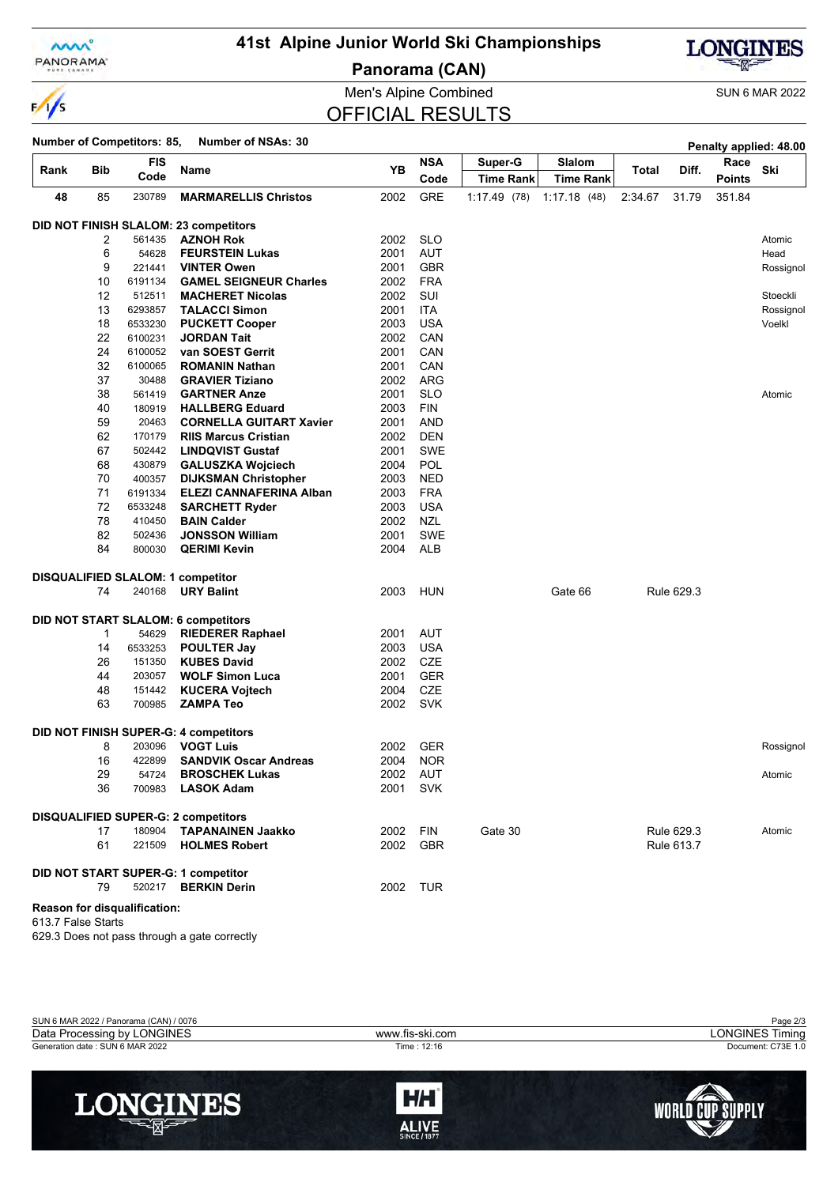# 41st Alpine Junior World Ski Championships

## Panorama (CAN)

Men's Alpine Combined

SUN 6 MAR 2022

## OFFICIAL RESULTS

**Number of Competitors: 85, Number of NSAs: 30**

**Penalty applied: 48.00**

| Rank | Bib | FIS Code | Name | YB | NSA Code | Super-G Time Rank | Slalom Time Rank | Total | Diff. | Race Points | Ski |
|---|---|---|---|---|---|---|---|---|---|---|---|
| **48** | 85 | 230789 | **MARMARELLIS Christos** | 2002 | GRE | 1:17.49 (78) | 1:17.18 (48) | 2:34.67 | 31.79 | 351.84 | |

**DID NOT FINISH SLALOM: 23 competitors**

| Bib | FIS Code | Name | YB | NSA Code | Ski |
|---|---|---|---|---|---|
| 2 | 561435 | **AZNOH Rok** | 2002 | SLO | Atomic |
| 6 | 54628 | **FEURSTEIN Lukas** | 2001 | AUT | Head |
| 9 | 221441 | **VINTER Owen** | 2001 | GBR | Rossignol |
| 10 | 6191134 | **GAMEL SEIGNEUR Charles** | 2002 | FRA | |
| 12 | 512511 | **MACHERET Nicolas** | 2002 | SUI | Stoeckli |
| 13 | 6293857 | **TALACCI Simon** | 2001 | ITA | Rossignol |
| 18 | 6533230 | **PUCKETT Cooper** | 2003 | USA | Voelkl |
| 22 | 6100231 | **JORDAN Tait** | 2002 | CAN | |
| 24 | 6100052 | **van SOEST Gerrit** | 2001 | CAN | |
| 32 | 6100065 | **ROMANIN Nathan** | 2001 | CAN | |
| 37 | 30488 | **GRAVIER Tiziano** | 2002 | ARG | |
| 38 | 561419 | **GARTNER Anze** | 2001 | SLO | Atomic |
| 40 | 180919 | **HALLBERG Eduard** | 2003 | FIN | |
| 59 | 20463 | **CORNELLA GUITART Xavier** | 2001 | AND | |
| 62 | 170179 | **RIIS Marcus Cristian** | 2002 | DEN | |
| 67 | 502442 | **LINDQVIST Gustaf** | 2001 | SWE | |
| 68 | 430879 | **GALUSZKA Wojciech** | 2004 | POL | |
| 70 | 400357 | **DIJKSMAN Christopher** | 2003 | NED | |
| 71 | 6191334 | **ELEZI CANNAFERINA Alban** | 2003 | FRA | |
| 72 | 6533248 | **SARCHETT Ryder** | 2003 | USA | |
| 78 | 410450 | **BAIN Calder** | 2002 | NZL | |
| 82 | 502436 | **JONSSON William** | 2001 | SWE | |
| 84 | 800030 | **QERIMI Kevin** | 2004 | ALB | |

**DISQUALIFIED SLALOM: 1 competitor**

| Bib | FIS Code | Name | YB | NSA Code | Slalom | Rule |
|---|---|---|---|---|---|---|
| 74 | 240168 | **URY Balint** | 2003 | HUN | Gate 66 | Rule 629.3 |

**DID NOT START SLALOM: 6 competitors**

| Bib | FIS Code | Name | YB | NSA Code |
|---|---|---|---|---|
| 1 | 54629 | **RIEDERER Raphael** | 2001 | AUT |
| 14 | 6533253 | **POULTER Jay** | 2003 | USA |
| 26 | 151350 | **KUBES David** | 2002 | CZE |
| 44 | 203057 | **WOLF Simon Luca** | 2001 | GER |
| 48 | 151442 | **KUCERA Vojtech** | 2004 | CZE |
| 63 | 700985 | **ZAMPA Teo** | 2002 | SVK |

**DID NOT FINISH SUPER-G: 4 competitors**

| Bib | FIS Code | Name | YB | NSA Code | Ski |
|---|---|---|---|---|---|
| 8 | 203096 | **VOGT Luis** | 2002 | GER | Rossignol |
| 16 | 422899 | **SANDVIK Oscar Andreas** | 2004 | NOR | |
| 29 | 54724 | **BROSCHEK Lukas** | 2002 | AUT | Atomic |
| 36 | 700983 | **LASOK Adam** | 2001 | SVK | |

**DISQUALIFIED SUPER-G: 2 competitors**

| Bib | FIS Code | Name | YB | NSA Code | Super-G | Rule | Ski |
|---|---|---|---|---|---|---|---|
| 17 | 180904 | **TAPANAINEN Jaakko** | 2002 | FIN | Gate 30 | Rule 629.3 | Atomic |
| 61 | 221509 | **HOLMES Robert** | 2002 | GBR | | Rule 613.7 | |

**DID NOT START SUPER-G: 1 competitor**

| Bib | FIS Code | Name | YB | NSA Code |
|---|---|---|---|---|
| 79 | 520217 | **BERKIN Derin** | 2002 | TUR |

**Reason for disqualification:**

613.7 False Starts

629.3 Does not pass through a gate correctly

SUN 6 MAR 2022 / Panorama (CAN) / 0076

Data Processing by LONGINES — www.fis-ski.com — LONGINES Timing

Generation date : SUN 6 MAR 2022 — Time : 12:16 — Document: C73E 1.0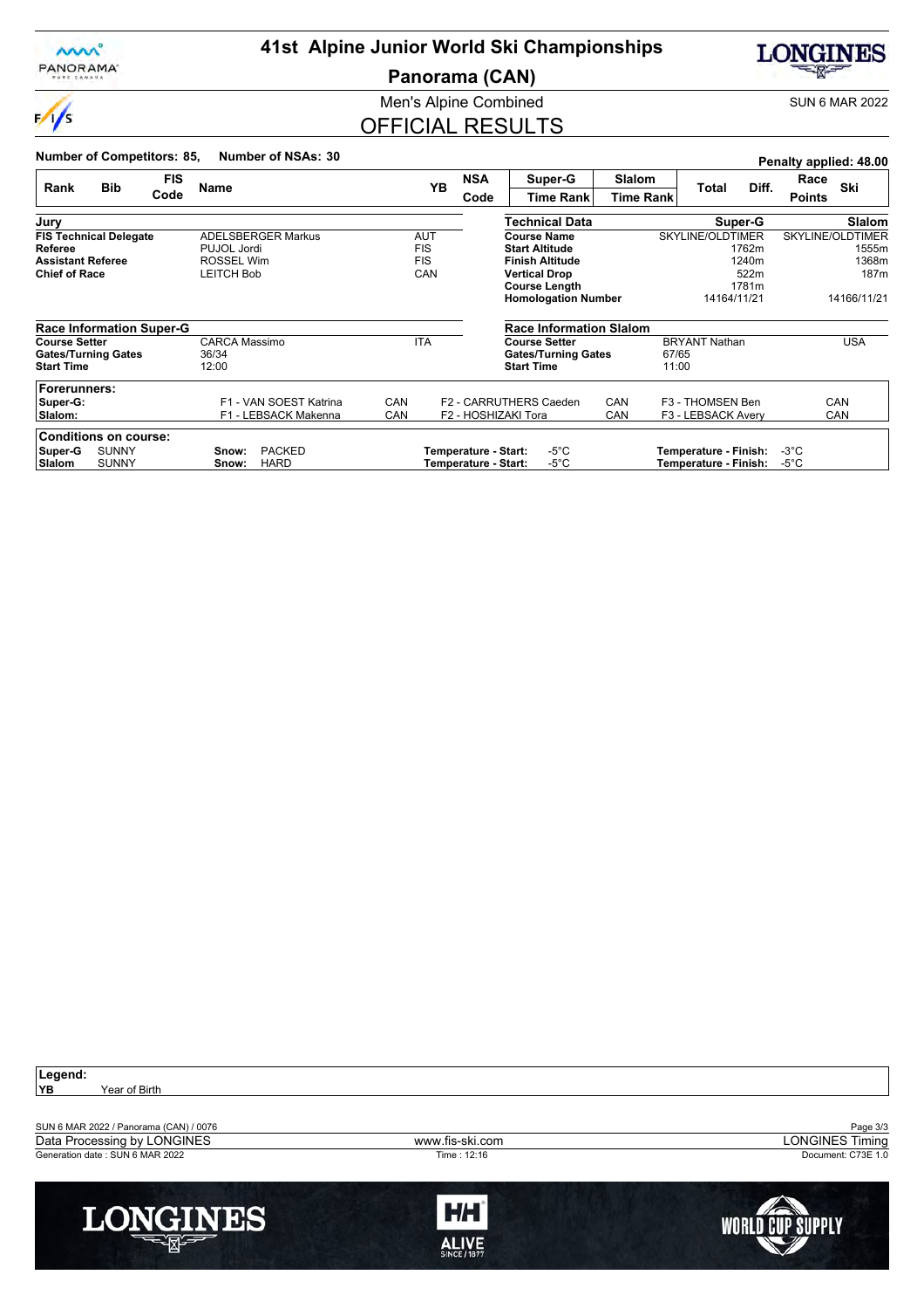# 41st Alpine Junior World Ski Championships

## Panorama (CAN)

Men's Alpine Combined

SUN 6 MAR 2022

## OFFICIAL RESULTS

**Number of Competitors: 85, Number of NSAs: 30**

**Penalty applied: 48.00**

| Rank | Bib | FIS Code | Name | YB | NSA Code | Super-G Time Rank | Slalom Time Rank | Total | Diff. | Race Points | Ski |
|---|---|---|---|---|---|---|---|---|---|---|---|

| Jury | | | Technical Data | Super-G | Slalom |
|---|---|---|---|---|---|
| FIS Technical Delegate | ADELSBERGER Markus | AUT | Course Name | SKYLINE/OLDTIMER | SKYLINE/OLDTIMER |
| Referee | PUJOL Jordi | FIS | Start Altitude | 1762m | 1555m |
| Assistant Referee | ROSSEL Wim | FIS | Finish Altitude | 1240m | 1368m |
| Chief of Race | LEITCH Bob | CAN | Vertical Drop | 522m | 187m |
| | | | Course Length | 1781m | |
| | | | Homologation Number | 14164/11/21 | 14166/11/21 |

| Race Information Super-G | | | Race Information Slalom | | |
|---|---|---|---|---|---|
| Course Setter | CARCA Massimo | ITA | Course Setter | BRYANT Nathan | USA |
| Gates/Turning Gates | 36/34 | | Gates/Turning Gates | 67/65 | |
| Start Time | 12:00 | | Start Time | 11:00 | |

| Forerunners: | | | | | | |
|---|---|---|---|---|---|---|
| Super-G: | F1 - VAN SOEST Katrina | CAN | F2 - CARRUTHERS Caeden | CAN | F3 - THOMSEN Ben | CAN |
| Slalom: | F1 - LEBSACK Makenna | CAN | F2 - HOSHIZAKI Tora | CAN | F3 - LEBSACK Avery | CAN |

| Conditions on course: | | | | | |
|---|---|---|---|---|---|
| Super-G | SUNNY | Snow: PACKED | Temperature - Start: -5°C | Temperature - Finish: -3°C | |
| Slalom | SUNNY | Snow: HARD | Temperature - Start: -5°C | Temperature - Finish: -5°C | |

**Legend:**
**YB** Year of Birth

SUN 6 MAR 2022 / Panorama (CAN) / 0076

Data Processing by LONGINES — www.fis-ski.com — LONGINES Timing

Generation date : SUN 6 MAR 2022 — Time : 12:16 — Document: C73E 1.0